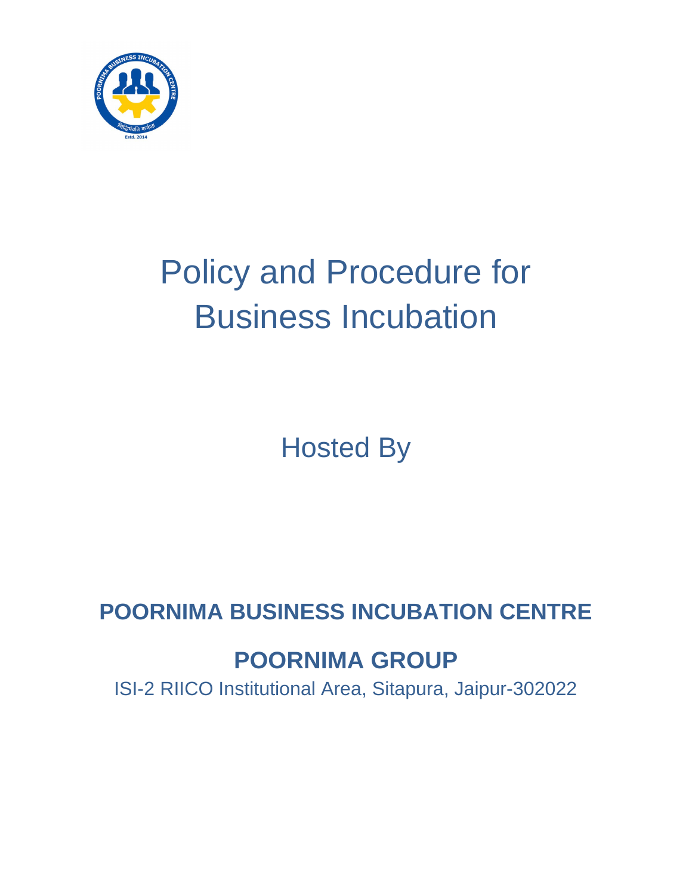# Policy and Procedure for Business Incubation

Hosted By

**POORNIMA BUSINESS INCUBATION CENTRE**

**POORNIMA GROUP**

ISI-2 RIICO Institutional Area, Sitapura, Jaipur-302022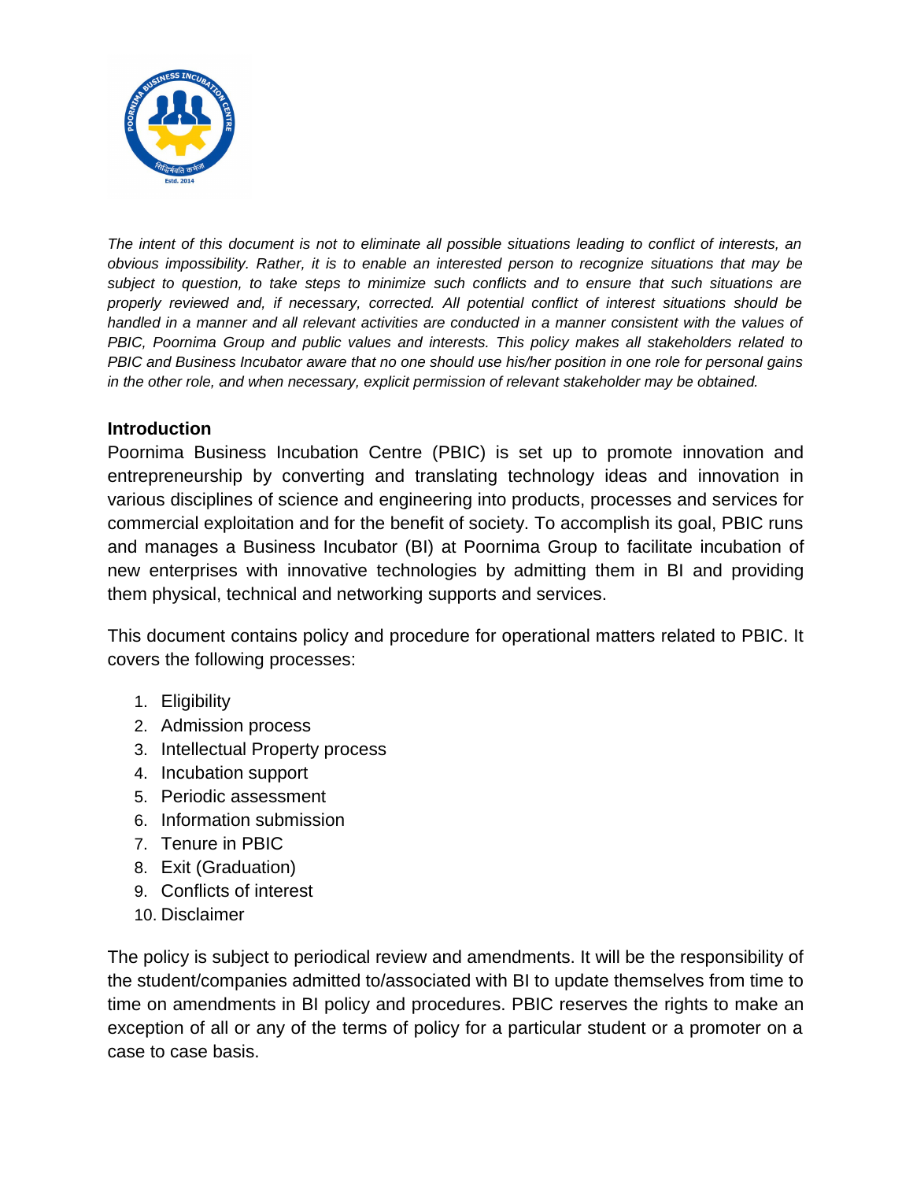*The intent of this document is not to eliminate all possible situations leading to conflict of interests, an obvious impossibility. Rather, it is to enable an interested person to recognize situations that may be subject to question, to take steps to minimize such conflicts and to ensure that such situations are properly reviewed and, if necessary, corrected. All potential conflict of interest situations should be handled in a manner and all relevant activities are conducted in a manner consistent with the values of PBIC, Poornima Group and public values and interests. This policy makes all stakeholders related to PBIC and Business Incubator aware that no one should use his/her position in one role for personal gains in the other role, and when necessary, explicit permission of relevant stakeholder may be obtained.*

**Introduction**

Poornima Business Incubation Centre (PBIC) is set up to promote innovation and entrepreneurship by converting and translating technology ideas and innovation in various disciplines of science and engineering into products, processes and services for commercial exploitation and for the benefit of society. To accomplish its goal, PBIC runs and manages a Business Incubator (BI) at Poornima Group to facilitate incubation of new enterprises with innovative technologies by admitting them in BI and providing them physical, technical and networking supports and services.

This document contains policy and procedure for operational matters related to PBIC. It covers the following processes:

1. Eligibility
2. Admission process
3. Intellectual Property process
4. Incubation support
5. Periodic assessment
6. Information submission
7. Tenure in PBIC
8. Exit (Graduation)
9. Conflicts of interest
10. Disclaimer

The policy is subject to periodical review and amendments. It will be the responsibility of the student/companies admitted to/associated with BI to update themselves from time to time on amendments in BI policy and procedures. PBIC reserves the rights to make an exception of all or any of the terms of policy for a particular student or a promoter on a case to case basis.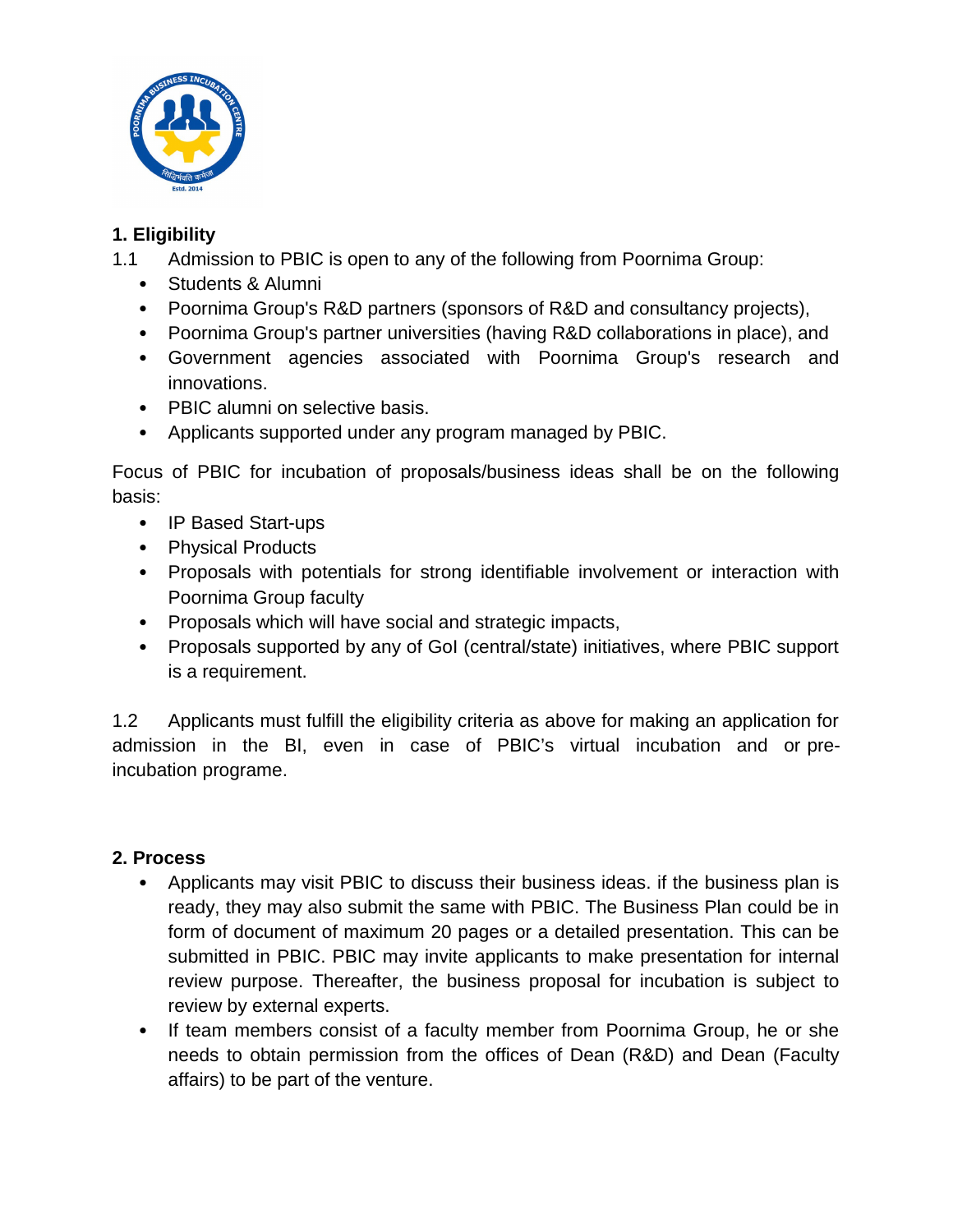## 1. Eligibility

1.1 Admission to PBIC is open to any of the following from Poornima Group:

- Students & Alumni
- Poornima Group's R&D partners (sponsors of R&D and consultancy projects),
- Poornima Group's partner universities (having R&D collaborations in place), and
- Government agencies associated with Poornima Group's research and innovations.
- PBIC alumni on selective basis.
- Applicants supported under any program managed by PBIC.

Focus of PBIC for incubation of proposals/business ideas shall be on the following basis:

- IP Based Start-ups
- Physical Products
- Proposals with potentials for strong identifiable involvement or interaction with Poornima Group faculty
- Proposals which will have social and strategic impacts,
- Proposals supported by any of GoI (central/state) initiatives, where PBIC support is a requirement.

1.2 Applicants must fulfill the eligibility criteria as above for making an application for admission in the BI, even in case of PBIC's virtual incubation and or pre-incubation programe.

## 2. Process

- Applicants may visit PBIC to discuss their business ideas. if the business plan is ready, they may also submit the same with PBIC. The Business Plan could be in form of document of maximum 20 pages or a detailed presentation. This can be submitted in PBIC. PBIC may invite applicants to make presentation for internal review purpose. Thereafter, the business proposal for incubation is subject to review by external experts.
- If team members consist of a faculty member from Poornima Group, he or she needs to obtain permission from the offices of Dean (R&D) and Dean (Faculty affairs) to be part of the venture.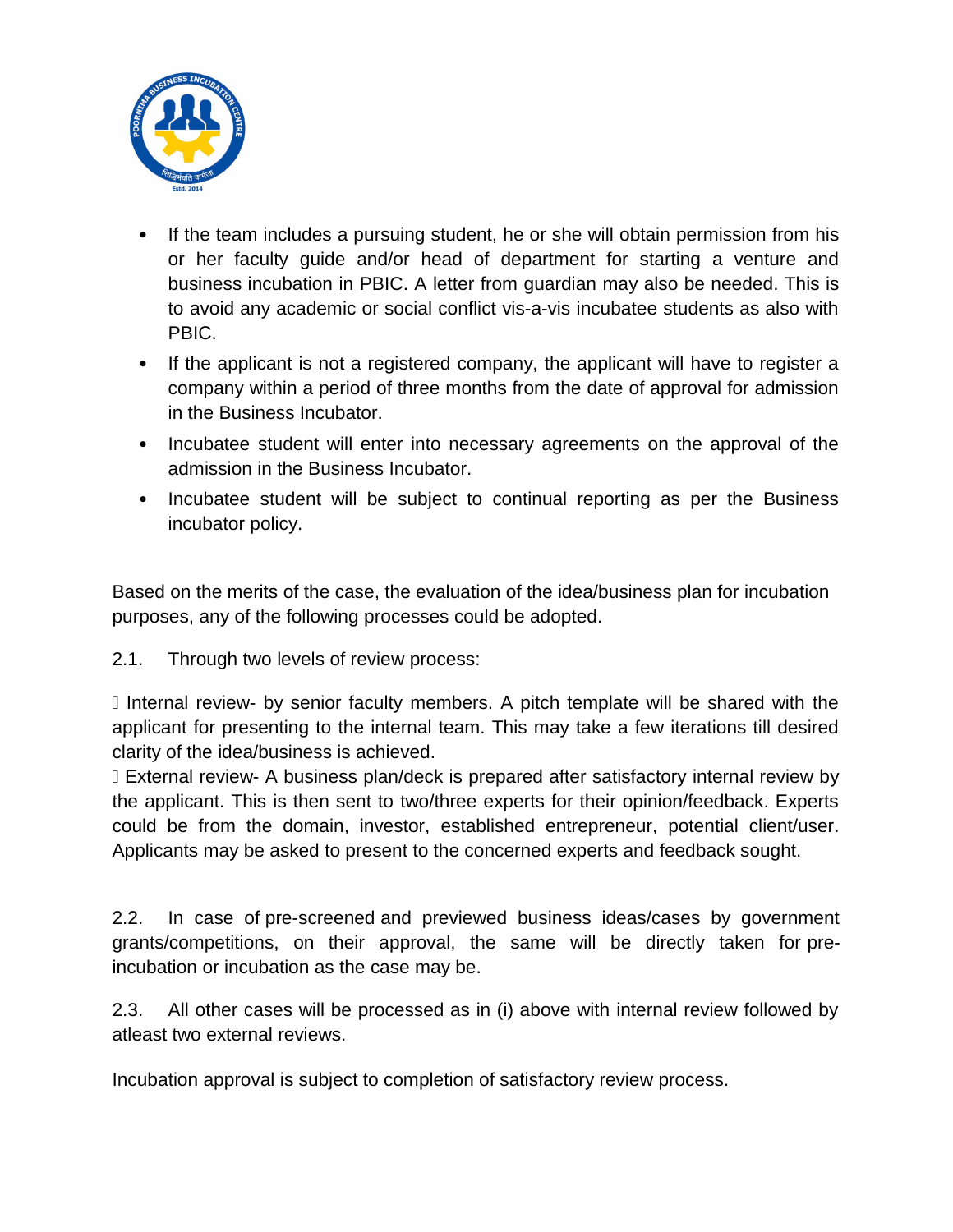- If the team includes a pursuing student, he or she will obtain permission from his or her faculty guide and/or head of department for starting a venture and business incubation in PBIC. A letter from guardian may also be needed. This is to avoid any academic or social conflict vis-a-vis incubatee students as also with PBIC.
- If the applicant is not a registered company, the applicant will have to register a company within a period of three months from the date of approval for admission in the Business Incubator.
- Incubatee student will enter into necessary agreements on the approval of the admission in the Business Incubator.
- Incubatee student will be subject to continual reporting as per the Business incubator policy.

Based on the merits of the case, the evaluation of the idea/business plan for incubation purposes, any of the following processes could be adopted.

2.1. Through two levels of review process:

- Internal review- by senior faculty members. A pitch template will be shared with the applicant for presenting to the internal team. This may take a few iterations till desired clarity of the idea/business is achieved.
- External review- A business plan/deck is prepared after satisfactory internal review by the applicant. This is then sent to two/three experts for their opinion/feedback. Experts could be from the domain, investor, established entrepreneur, potential client/user. Applicants may be asked to present to the concerned experts and feedback sought.

2.2. In case of pre-screened and previewed business ideas/cases by government grants/competitions, on their approval, the same will be directly taken for pre-incubation or incubation as the case may be.

2.3. All other cases will be processed as in (i) above with internal review followed by atleast two external reviews.

Incubation approval is subject to completion of satisfactory review process.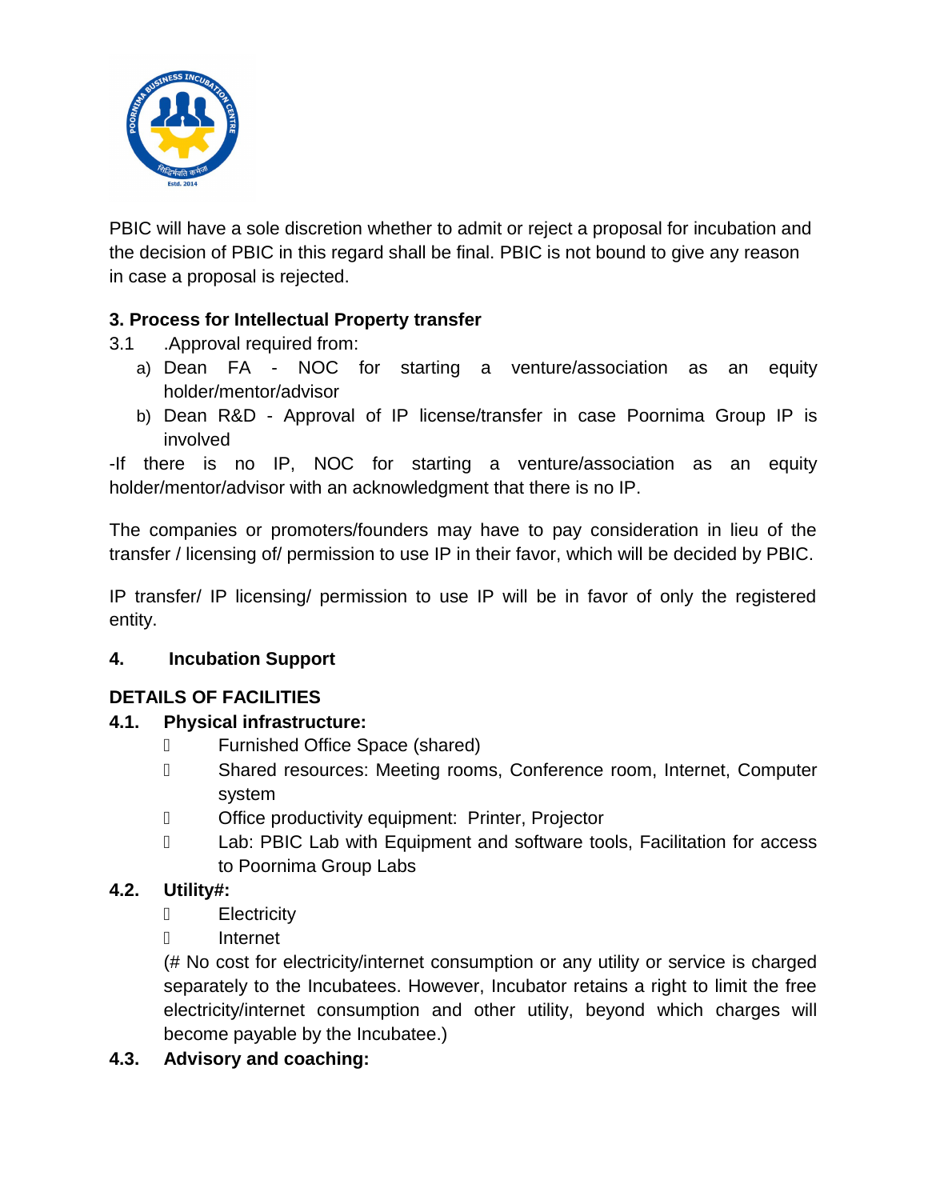PBIC will have a sole discretion whether to admit or reject a proposal for incubation and the decision of PBIC in this regard shall be final. PBIC is not bound to give any reason in case a proposal is rejected.

**3. Process for Intellectual Property transfer**

3.1 .Approval required from:

a) Dean FA - NOC for starting a venture/association as an equity holder/mentor/advisor
b) Dean R&D - Approval of IP license/transfer in case Poornima Group IP is involved

-If there is no IP, NOC for starting a venture/association as an equity holder/mentor/advisor with an acknowledgment that there is no IP.

The companies or promoters/founders may have to pay consideration in lieu of the transfer / licensing of/ permission to use IP in their favor, which will be decided by PBIC.

IP transfer/ IP licensing/ permission to use IP will be in favor of only the registered entity.

**4. Incubation Support**

**DETAILS OF FACILITIES**

**4.1. Physical infrastructure:**

- Furnished Office Space (shared)
- Shared resources: Meeting rooms, Conference room, Internet, Computer system
- Office productivity equipment: Printer, Projector
- Lab: PBIC Lab with Equipment and software tools, Facilitation for access to Poornima Group Labs

**4.2. Utility#:**

- Electricity
- Internet

(# No cost for electricity/internet consumption or any utility or service is charged separately to the Incubatees. However, Incubator retains a right to limit the free electricity/internet consumption and other utility, beyond which charges will become payable by the Incubatee.)

**4.3. Advisory and coaching:**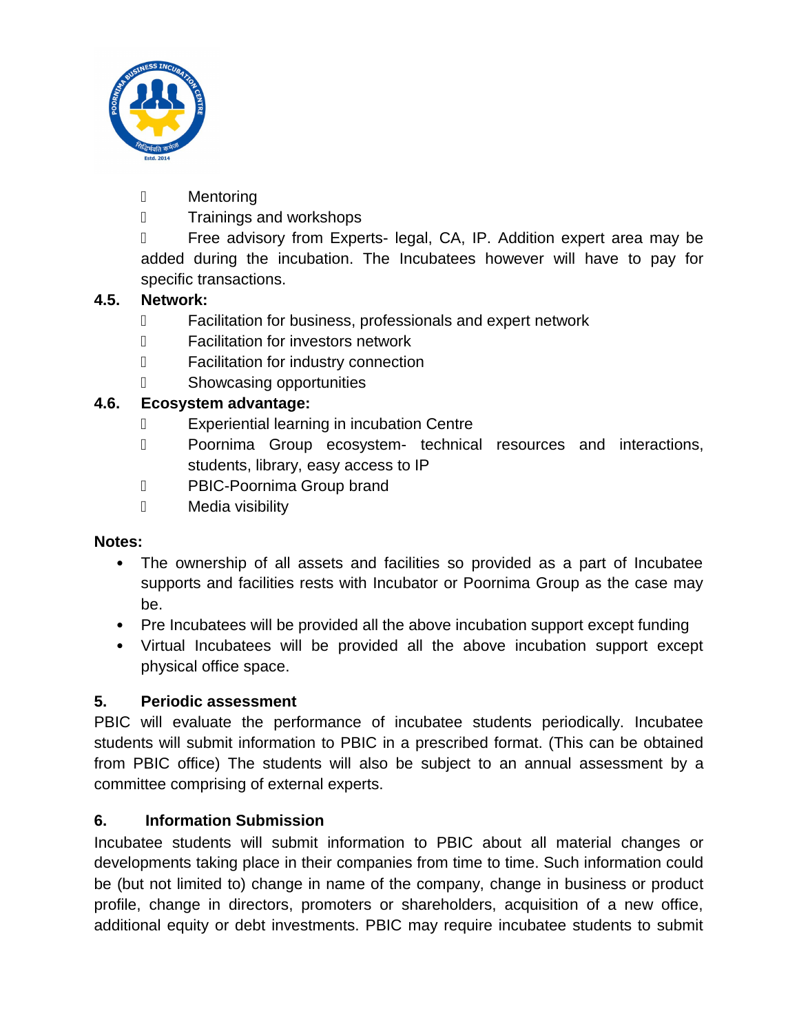- Mentoring
- Trainings and workshops
- Free advisory from Experts- legal, CA, IP. Addition expert area may be added during the incubation. The Incubatees however will have to pay for specific transactions.

**4.5. Network:**

- Facilitation for business, professionals and expert network
- Facilitation for investors network
- Facilitation for industry connection
- Showcasing opportunities

**4.6. Ecosystem advantage:**

- Experiential learning in incubation Centre
- Poornima Group ecosystem- technical resources and interactions, students, library, easy access to IP
- PBIC-Poornima Group brand
- Media visibility

**Notes:**

- The ownership of all assets and facilities so provided as a part of Incubatee supports and facilities rests with Incubator or Poornima Group as the case may be.
- Pre Incubatees will be provided all the above incubation support except funding
- Virtual Incubatees will be provided all the above incubation support except physical office space.

## 5. Periodic assessment

PBIC will evaluate the performance of incubatee students periodically. Incubatee students will submit information to PBIC in a prescribed format. (This can be obtained from PBIC office) The students will also be subject to an annual assessment by a committee comprising of external experts.

## 6. Information Submission

Incubatee students will submit information to PBIC about all material changes or developments taking place in their companies from time to time. Such information could be (but not limited to) change in name of the company, change in business or product profile, change in directors, promoters or shareholders, acquisition of a new office, additional equity or debt investments. PBIC may require incubatee students to submit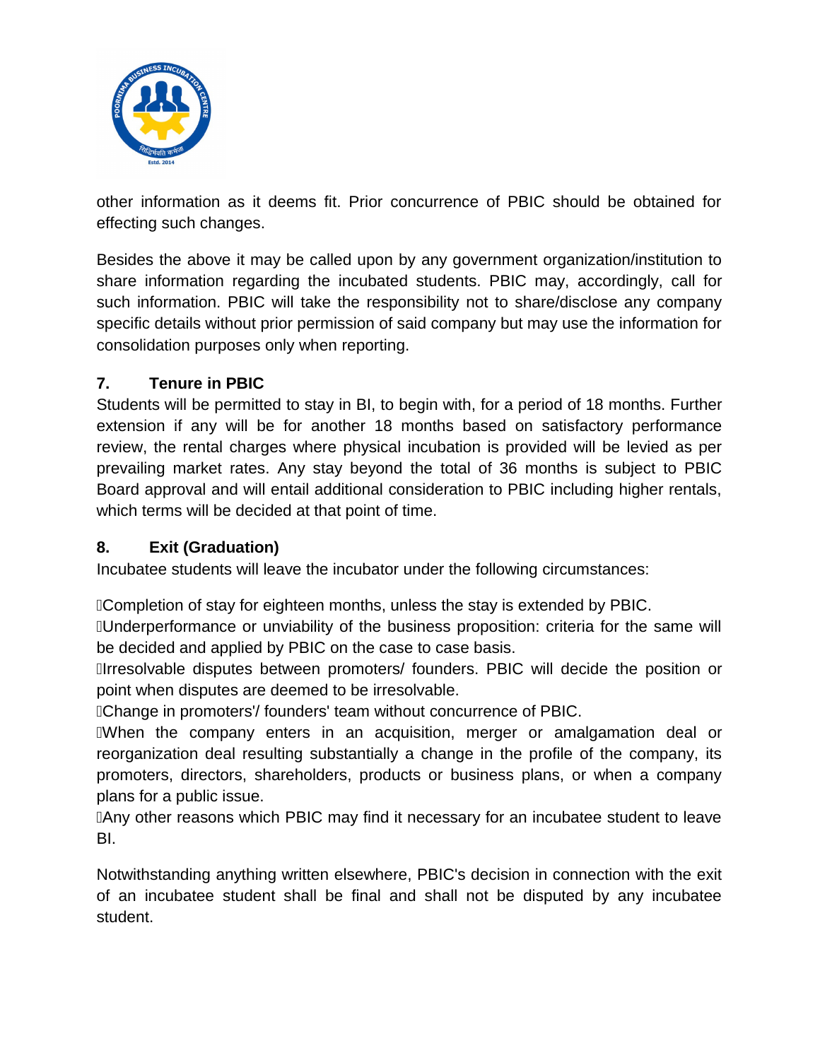other information as it deems fit. Prior concurrence of PBIC should be obtained for effecting such changes.

Besides the above it may be called upon by any government organization/institution to share information regarding the incubated students. PBIC may, accordingly, call for such information. PBIC will take the responsibility not to share/disclose any company specific details without prior permission of said company but may use the information for consolidation purposes only when reporting.

## 7. Tenure in PBIC

Students will be permitted to stay in BI, to begin with, for a period of 18 months. Further extension if any will be for another 18 months based on satisfactory performance review, the rental charges where physical incubation is provided will be levied as per prevailing market rates. Any stay beyond the total of 36 months is subject to PBIC Board approval and will entail additional consideration to PBIC including higher rentals, which terms will be decided at that point of time.

## 8. Exit (Graduation)

Incubatee students will leave the incubator under the following circumstances:

- Completion of stay for eighteen months, unless the stay is extended by PBIC.
- Underperformance or unviability of the business proposition: criteria for the same will be decided and applied by PBIC on the case to case basis.
- Irresolvable disputes between promoters/ founders. PBIC will decide the position or point when disputes are deemed to be irresolvable.
- Change in promoters'/ founders' team without concurrence of PBIC.
- When the company enters in an acquisition, merger or amalgamation deal or reorganization deal resulting substantially a change in the profile of the company, its promoters, directors, shareholders, products or business plans, or when a company plans for a public issue.
- Any other reasons which PBIC may find it necessary for an incubatee student to leave BI.

Notwithstanding anything written elsewhere, PBIC's decision in connection with the exit of an incubatee student shall be final and shall not be disputed by any incubatee student.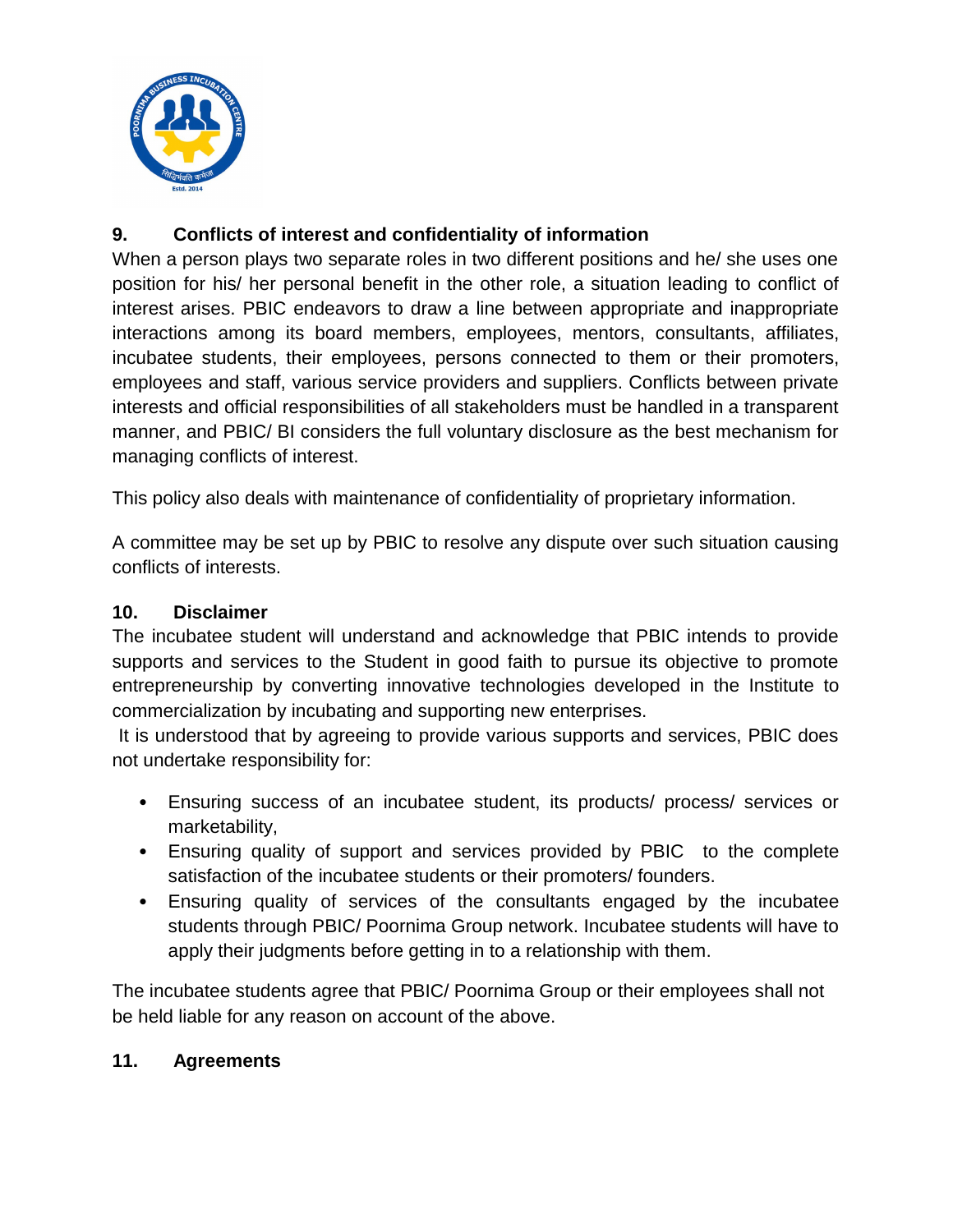## 9. Conflicts of interest and confidentiality of information

When a person plays two separate roles in two different positions and he/ she uses one position for his/ her personal benefit in the other role, a situation leading to conflict of interest arises. PBIC endeavors to draw a line between appropriate and inappropriate interactions among its board members, employees, mentors, consultants, affiliates, incubatee students, their employees, persons connected to them or their promoters, employees and staff, various service providers and suppliers. Conflicts between private interests and official responsibilities of all stakeholders must be handled in a transparent manner, and PBIC/ BI considers the full voluntary disclosure as the best mechanism for managing conflicts of interest.

This policy also deals with maintenance of confidentiality of proprietary information.

A committee may be set up by PBIC to resolve any dispute over such situation causing conflicts of interests.

## 10. Disclaimer

The incubatee student will understand and acknowledge that PBIC intends to provide supports and services to the Student in good faith to pursue its objective to promote entrepreneurship by converting innovative technologies developed in the Institute to commercialization by incubating and supporting new enterprises.

It is understood that by agreeing to provide various supports and services, PBIC does not undertake responsibility for:

- Ensuring success of an incubatee student, its products/ process/ services or marketability,
- Ensuring quality of support and services provided by PBIC to the complete satisfaction of the incubatee students or their promoters/ founders.
- Ensuring quality of services of the consultants engaged by the incubatee students through PBIC/ Poornima Group network. Incubatee students will have to apply their judgments before getting in to a relationship with them.

The incubatee students agree that PBIC/ Poornima Group or their employees shall not be held liable for any reason on account of the above.

## 11. Agreements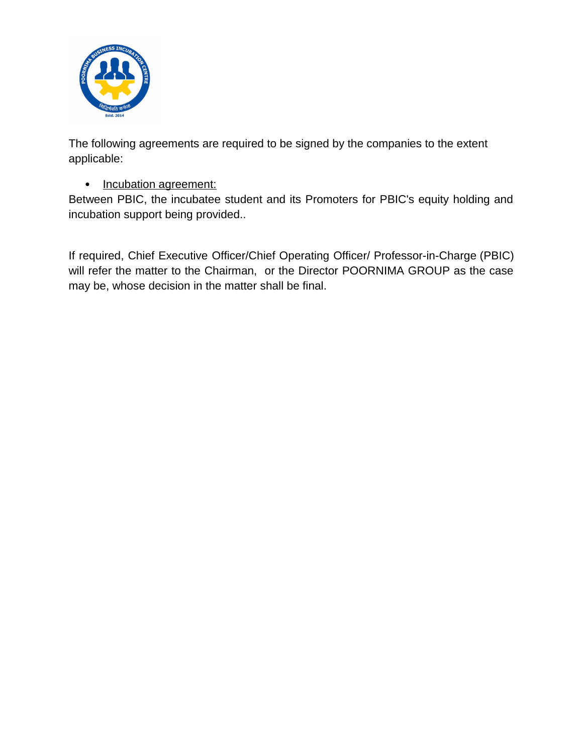The following agreements are required to be signed by the companies to the extent applicable:

- Incubation agreement:

Between PBIC, the incubatee student and its Promoters for PBIC's equity holding and incubation support being provided..

If required, Chief Executive Officer/Chief Operating Officer/ Professor-in-Charge (PBIC) will refer the matter to the Chairman, or the Director POORNIMA GROUP as the case may be, whose decision in the matter shall be final.